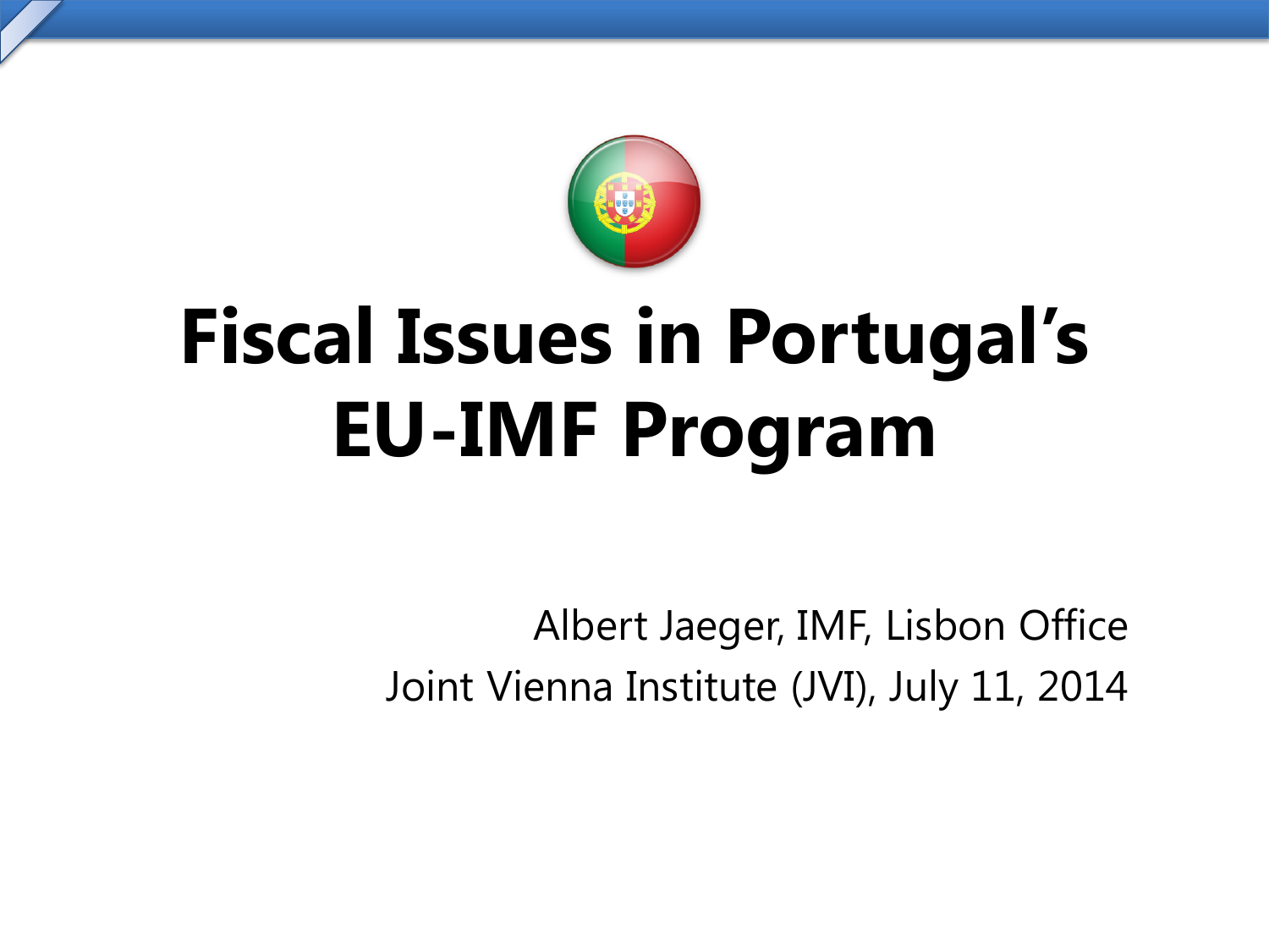# Fiscal Issues in Portugal's EU-IMF Program

Albert Jaeger, IMF, Lisbon Office

Joint Vienna Institute (JVI), July 11, 2014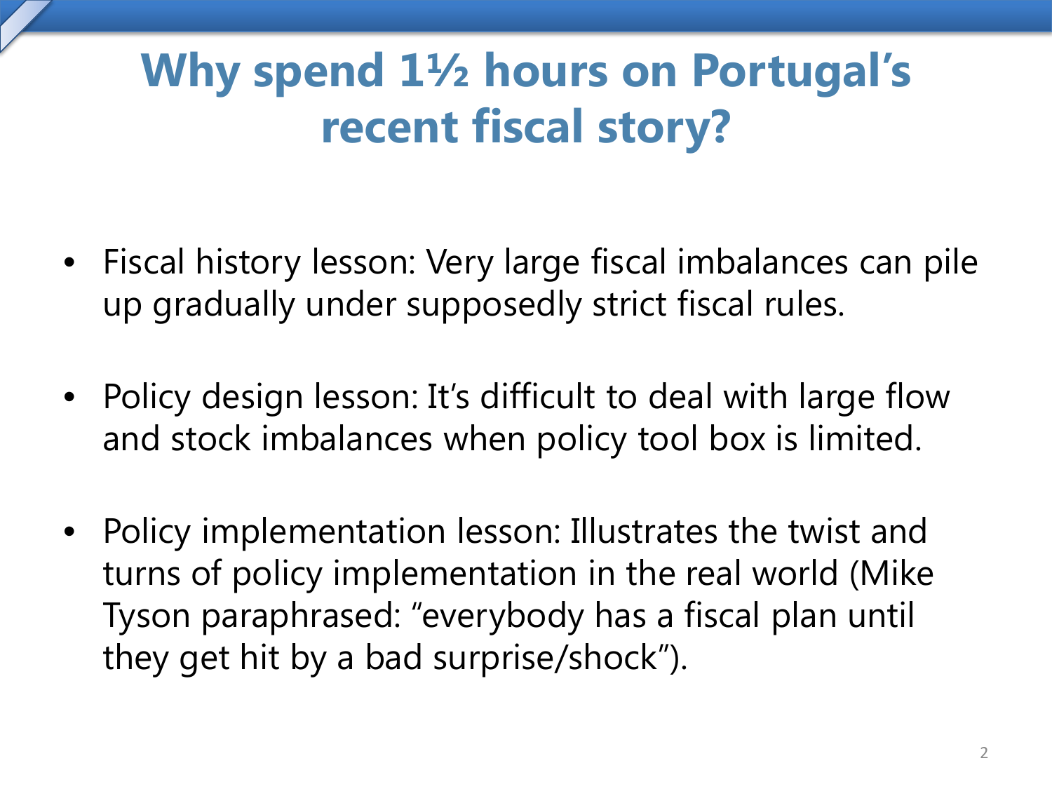# Why spend 1½ hours on Portugal's recent fiscal story?

- Fiscal history lesson: Very large fiscal imbalances can pile up gradually under supposedly strict fiscal rules.
- Policy design lesson: It's difficult to deal with large flow and stock imbalances when policy tool box is limited.
- Policy implementation lesson: Illustrates the twist and turns of policy implementation in the real world (Mike Tyson paraphrased: "everybody has a fiscal plan until they get hit by a bad surprise/shock").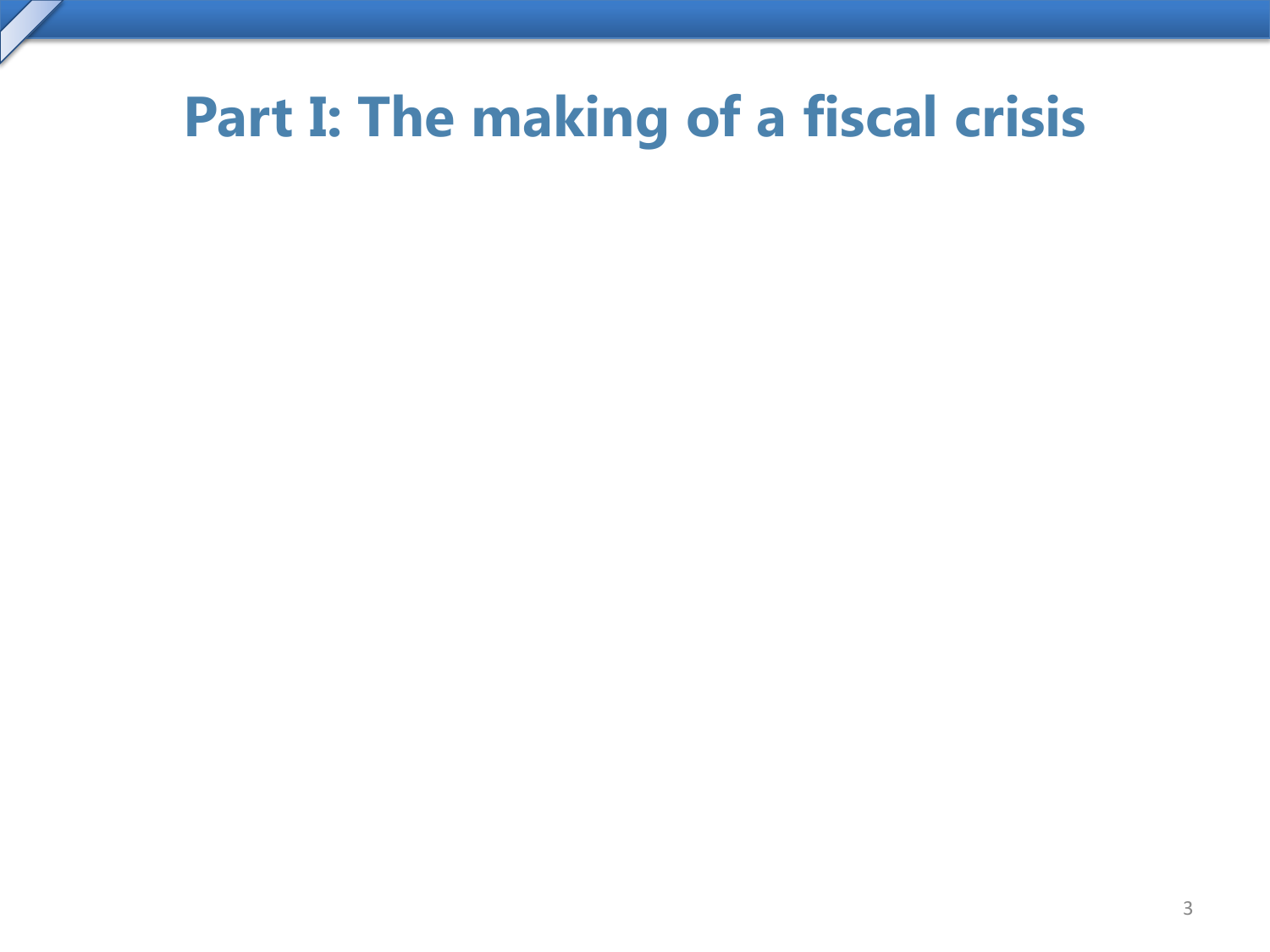# Part I: The making of a fiscal crisis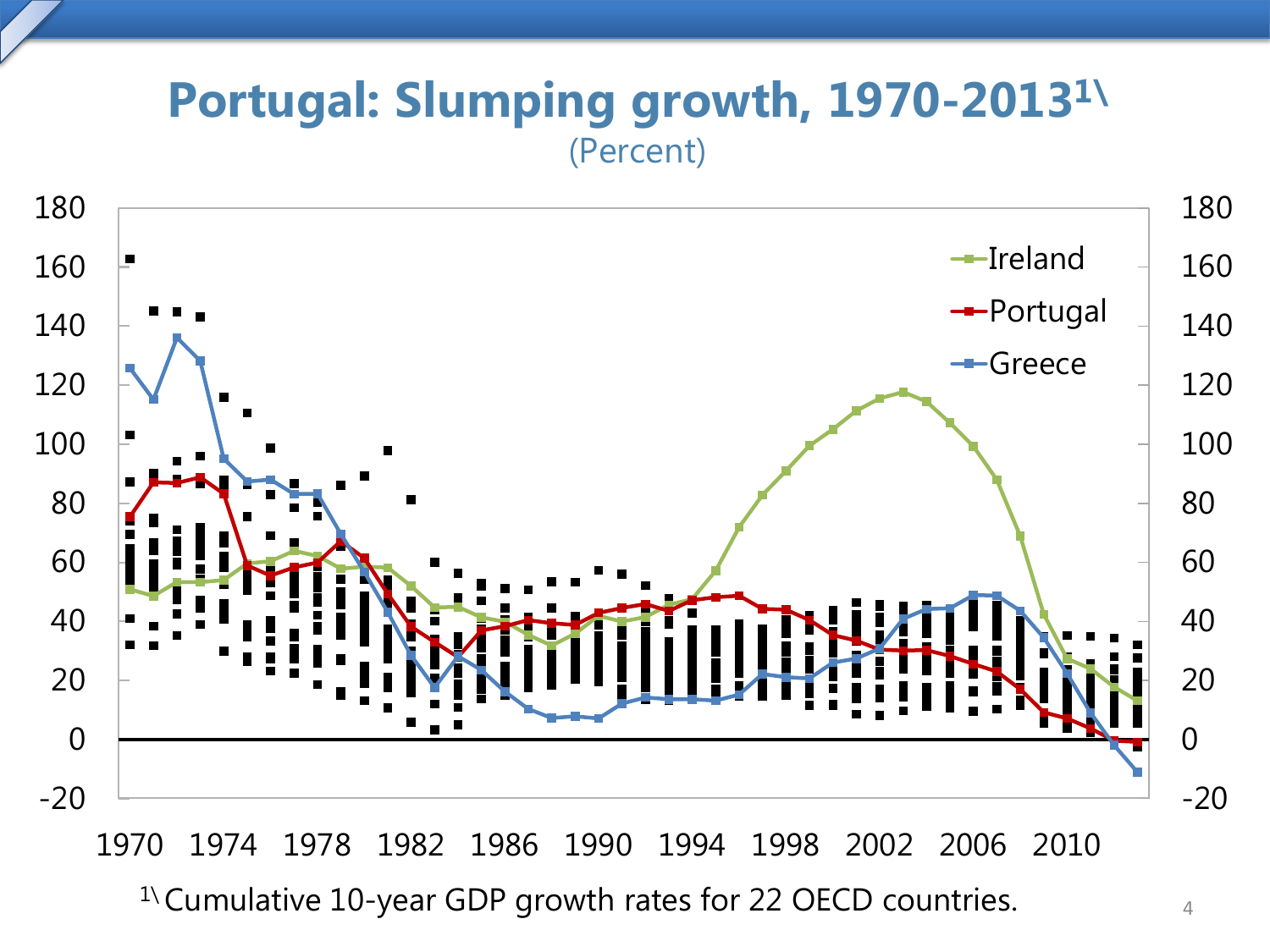# Portugal: Slumping growth, 1970-2013[1\]

(Percent)

[1\] Cumulative 10-year GDP growth rates for 22 OECD countries.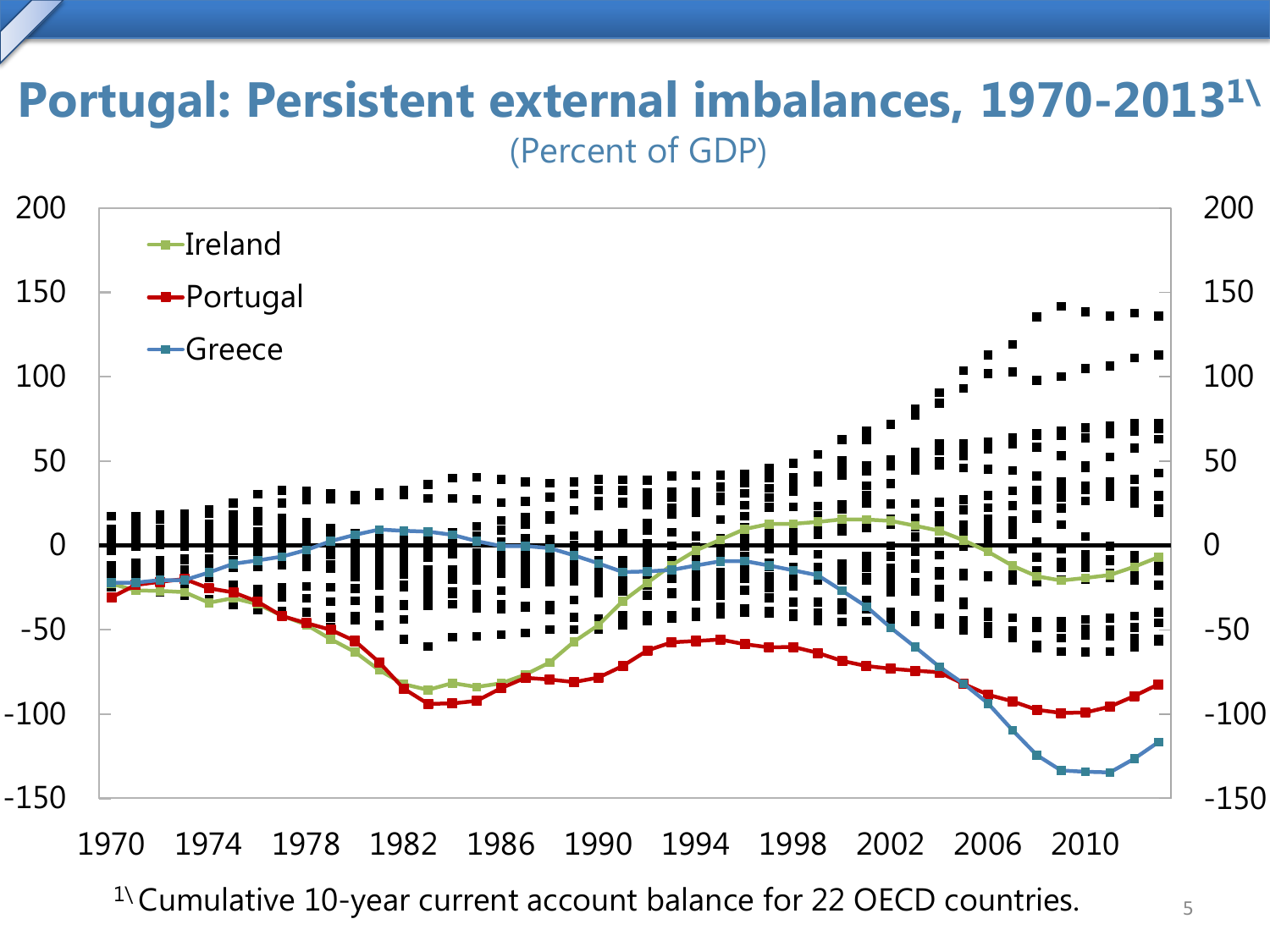# Portugal: Persistent external imbalances, 1970-2013[1\]

(Percent of GDP)

[1\] Cumulative 10-year current account balance for 22 OECD countries.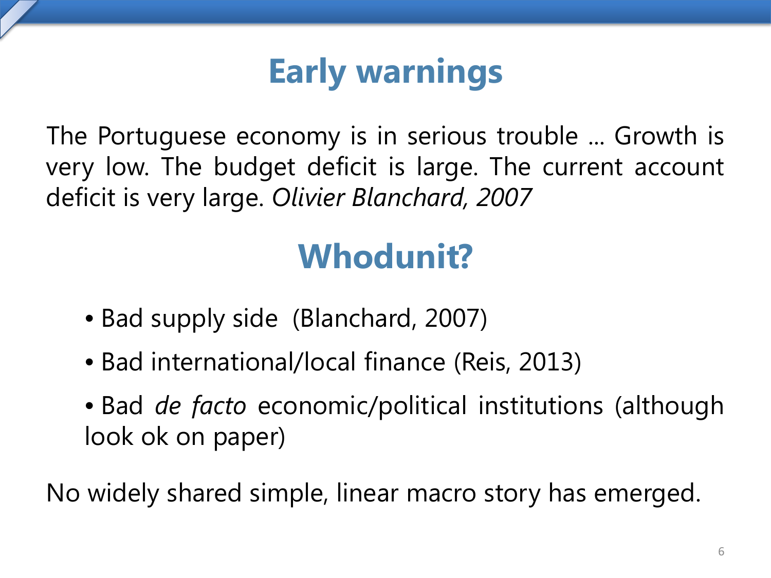# Early warnings

The Portuguese economy is in serious trouble … Growth is very low. The budget deficit is large. The current account deficit is very large. *Olivier Blanchard, 2007*

# Whodunit?

- Bad supply side (Blanchard, 2007)
- Bad international/local finance (Reis, 2013)
- Bad *de facto* economic/political institutions (although look ok on paper)

No widely shared simple, linear macro story has emerged.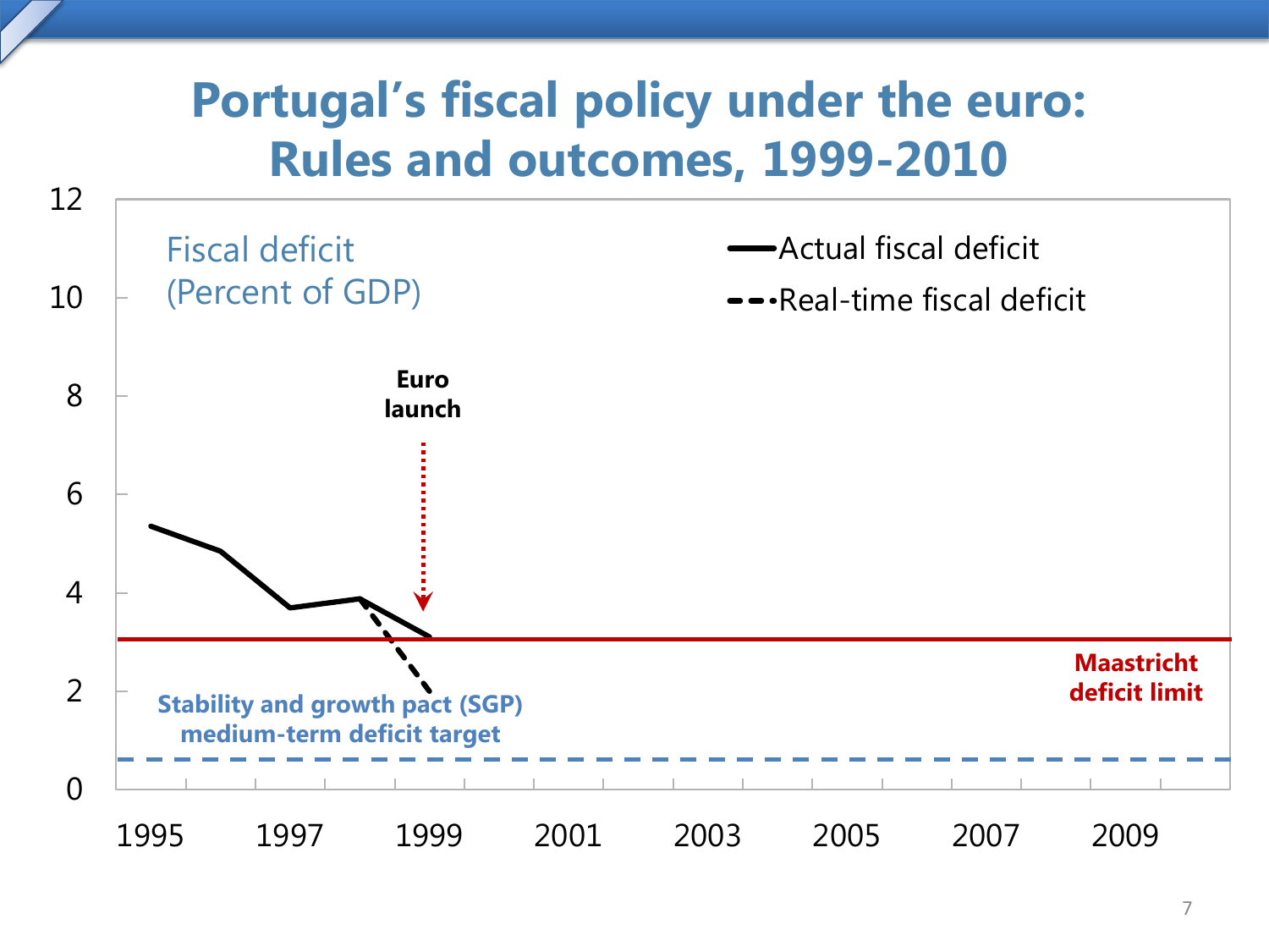# Portugal's fiscal policy under the euro: Rules and outcomes, 1999-2010

Fiscal deficit (Percent of GDP)

- Actual fiscal deficit
- Real-time fiscal deficit

Euro launch

Maastricht deficit limit

Stability and growth pact (SGP) medium-term deficit target

Y-axis: 0, 2, 4, 6, 8, 10, 12

X-axis: 1995, 1997, 1999, 2001, 2003, 2005, 2007, 2009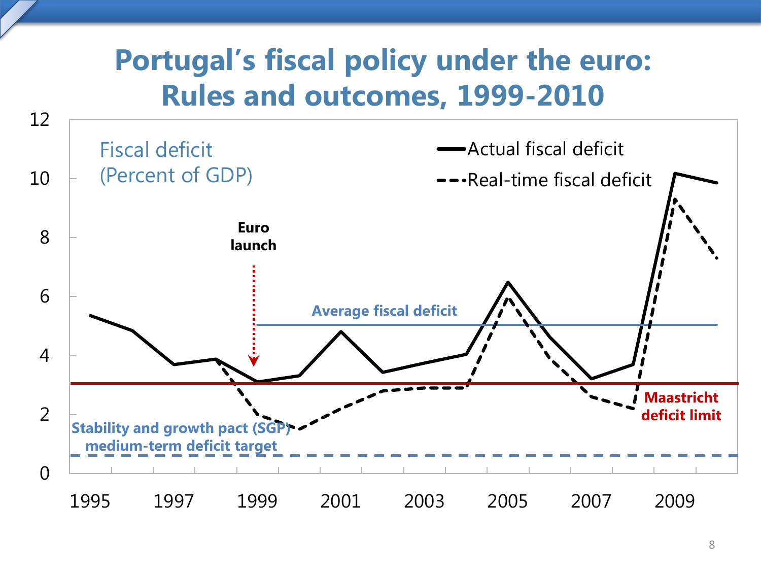# Portugal's fiscal policy under the euro: Rules and outcomes, 1999-2010

Fiscal deficit (Percent of GDP)

- Actual fiscal deficit
- Real-time fiscal deficit

Euro launch

Average fiscal deficit

Maastricht deficit limit

Stability and growth pact (SGP) medium-term deficit target

Y-axis: 0, 2, 4, 6, 8, 10, 12

X-axis: 1995, 1997, 1999, 2001, 2003, 2005, 2007, 2009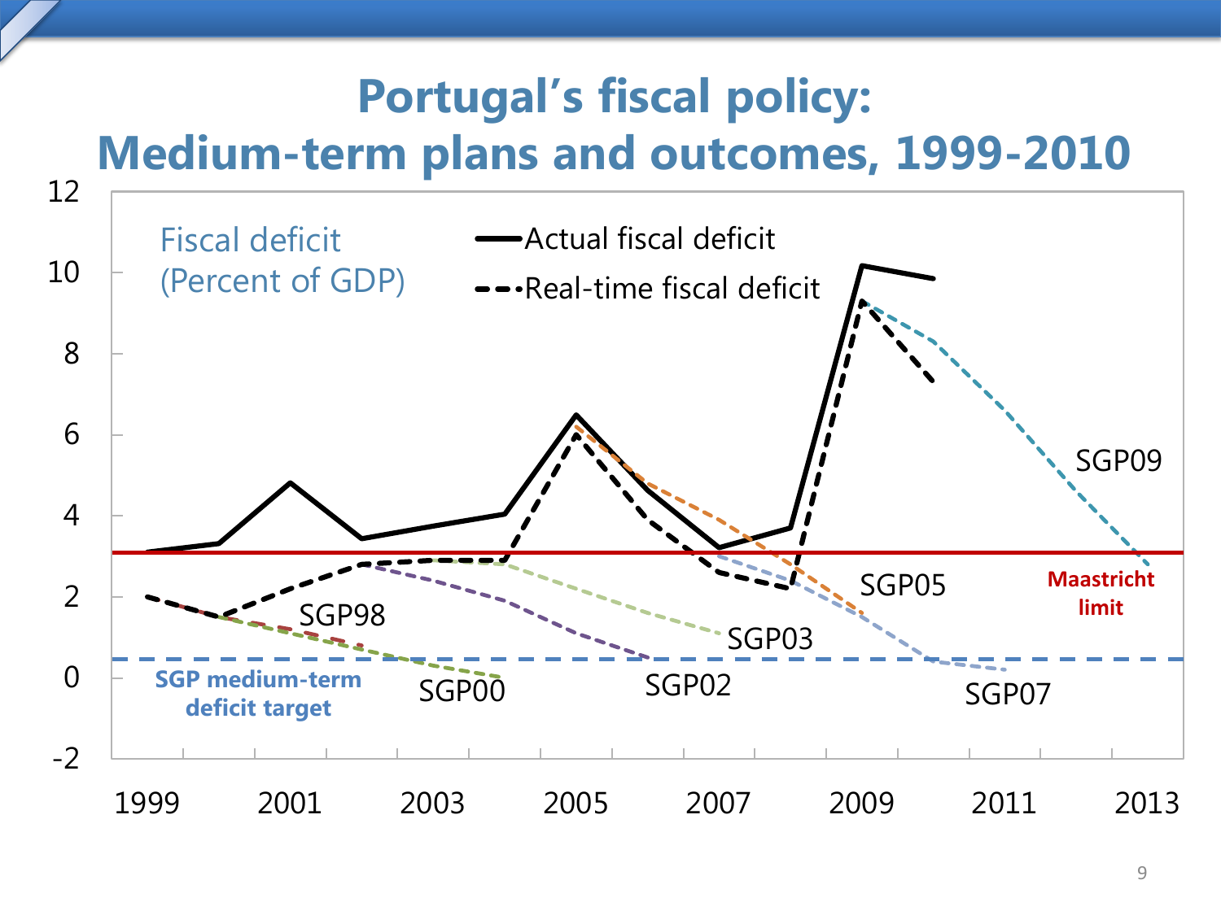# Portugal's fiscal policy: Medium-term plans and outcomes, 1999-2010

Fiscal deficit (Percent of GDP)

- Actual fiscal deficit
- Real-time fiscal deficit

SGP98, SGP00, SGP02, SGP03, SGP05, SGP07, SGP09

Maastricht limit

SGP medium-term deficit target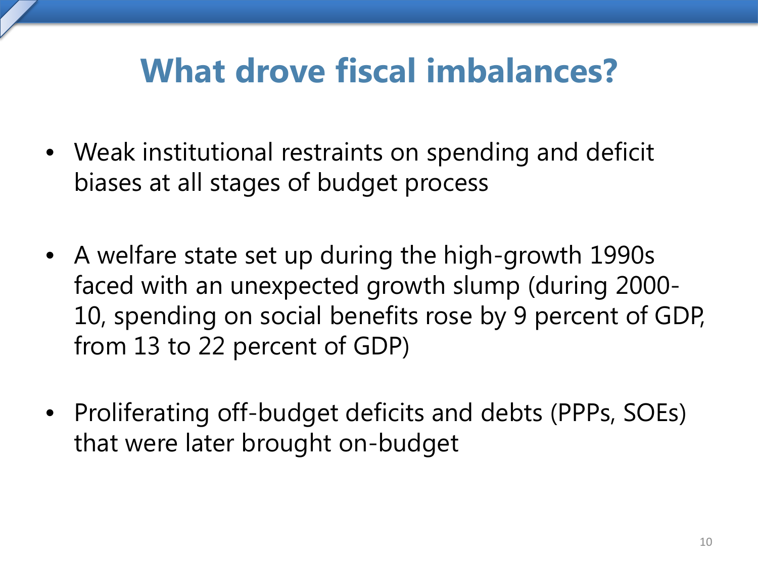# What drove fiscal imbalances?

- Weak institutional restraints on spending and deficit biases at all stages of budget process

- A welfare state set up during the high-growth 1990s faced with an unexpected growth slump (during 2000-10, spending on social benefits rose by 9 percent of GDP, from 13 to 22 percent of GDP)

- Proliferating off-budget deficits and debts (PPPs, SOEs) that were later brought on-budget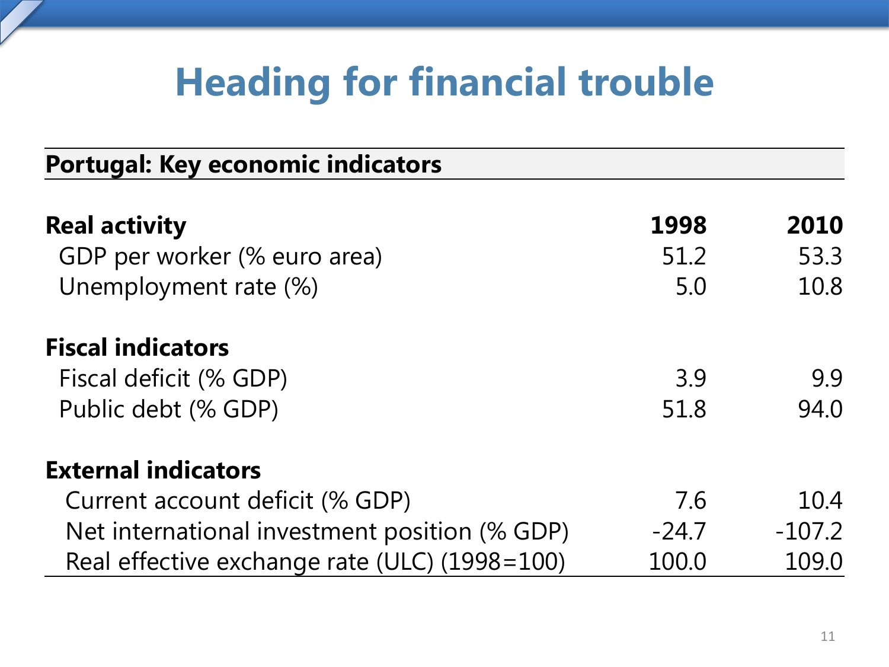# Heading for financial trouble

| Portugal: Key economic indicators | | |
|---|---|---|
| **Real activity** | **1998** | **2010** |
| GDP per worker (% euro area) | 51.2 | 53.3 |
| Unemployment rate (%) | 5.0 | 10.8 |
| **Fiscal indicators** | | |
| Fiscal deficit (% GDP) | 3.9 | 9.9 |
| Public debt (% GDP) | 51.8 | 94.0 |
| **External indicators** | | |
| Current account deficit (% GDP) | 7.6 | 10.4 |
| Net international investment position (% GDP) | -24.7 | -107.2 |
| Real effective exchange rate (ULC) (1998=100) | 100.0 | 109.0 |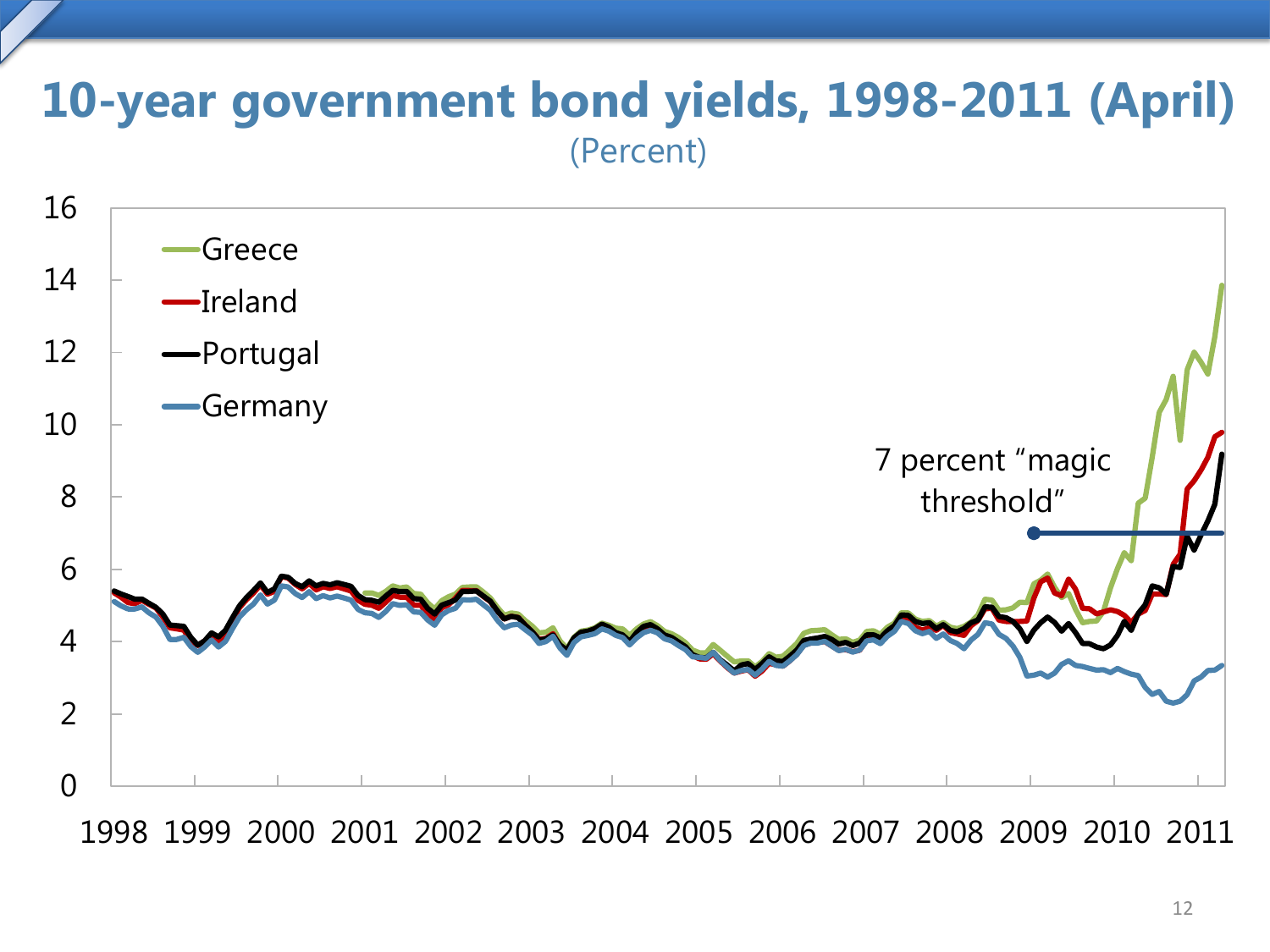# 10-year government bond yields, 1998-2011 (April)

(Percent)

Greece
Ireland
Portugal
Germany

7 percent "magic threshold"

16, 14, 12, 10, 8, 6, 4, 2, 0

1998 1999 2000 2001 2002 2003 2004 2005 2006 2007 2008 2009 2010 2011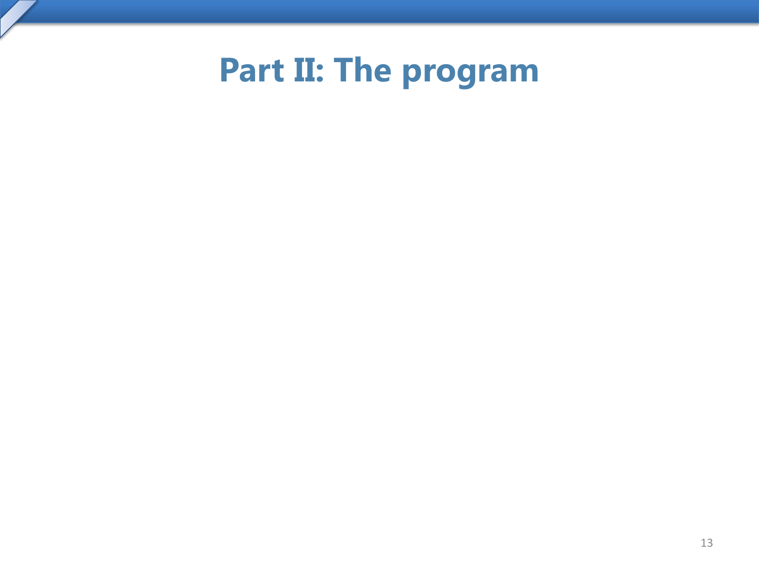# Part II: The program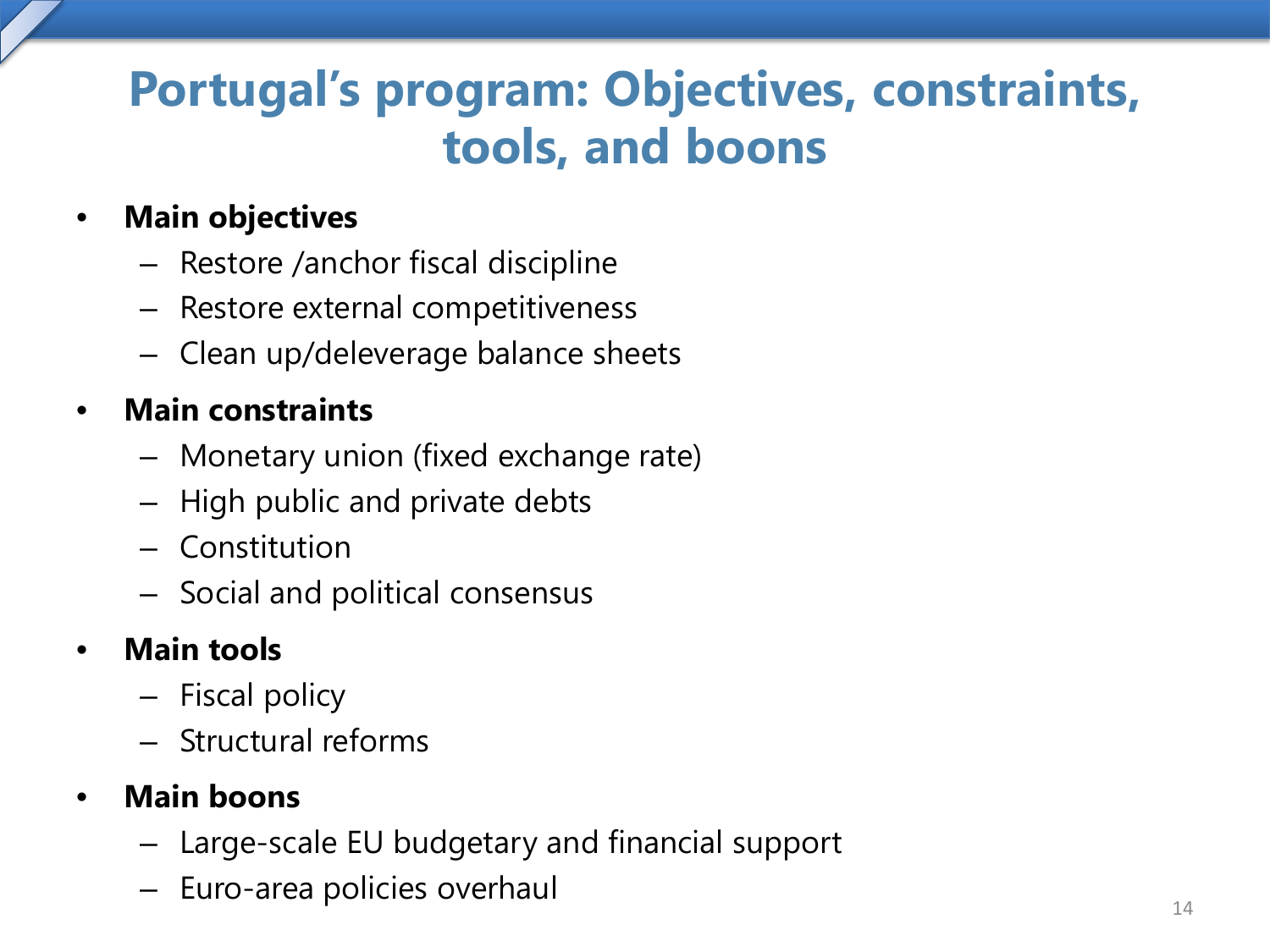# Portugal's program: Objectives, constraints, tools, and boons

- **Main objectives**
  - Restore /anchor fiscal discipline
  - Restore external competitiveness
  - Clean up/deleverage balance sheets
- **Main constraints**
  - Monetary union (fixed exchange rate)
  - High public and private debts
  - Constitution
  - Social and political consensus
- **Main tools**
  - Fiscal policy
  - Structural reforms
- **Main boons**
  - Large-scale EU budgetary and financial support
  - Euro-area policies overhaul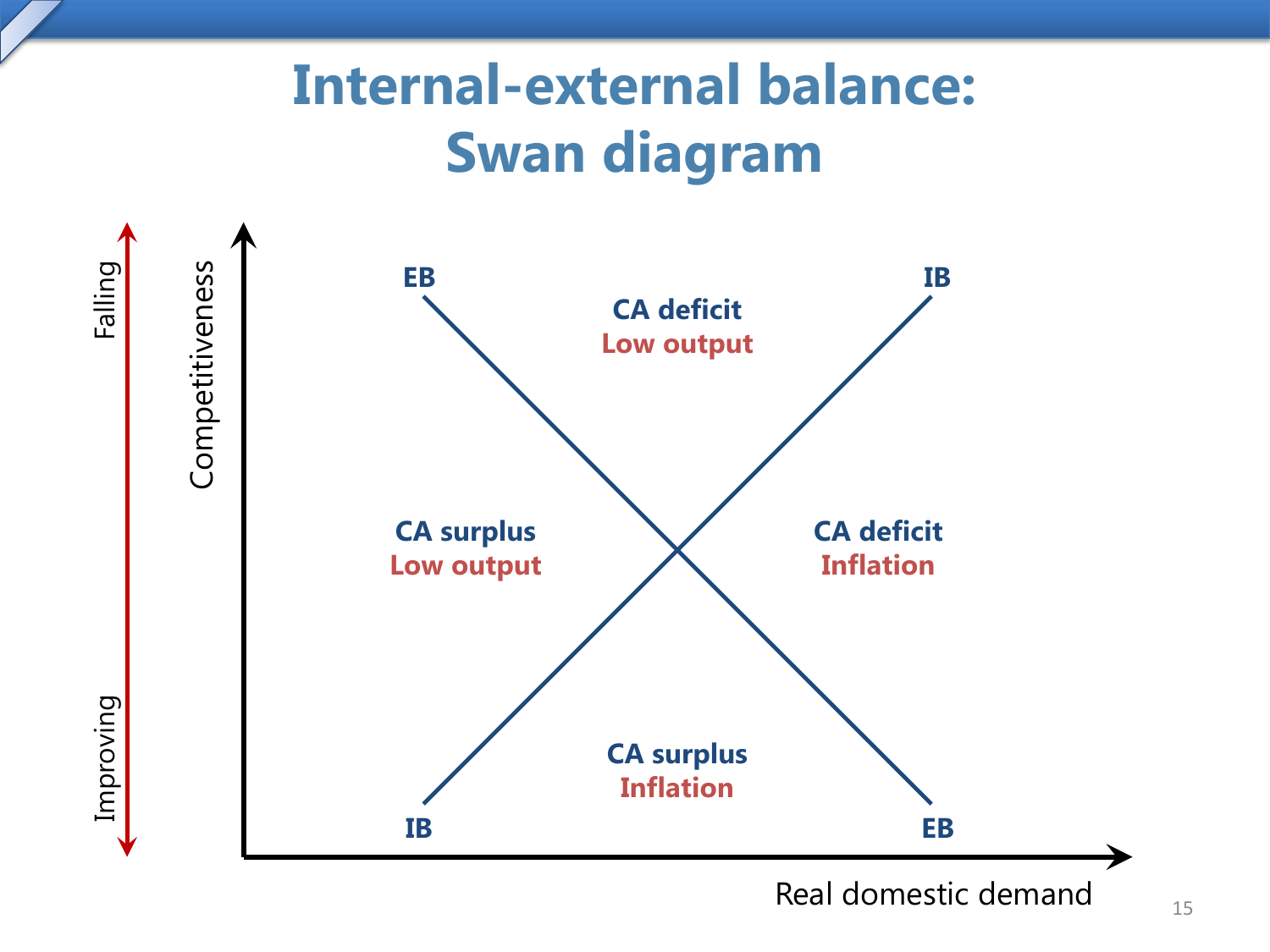# Internal-external balance: Swan diagram

Competitiveness (Falling ↑ / Improving ↓)

EB | IB

CA deficit
Low output

CA surplus
Low output

CA deficit
Inflation

CA surplus
Inflation

IB | EB

Real domestic demand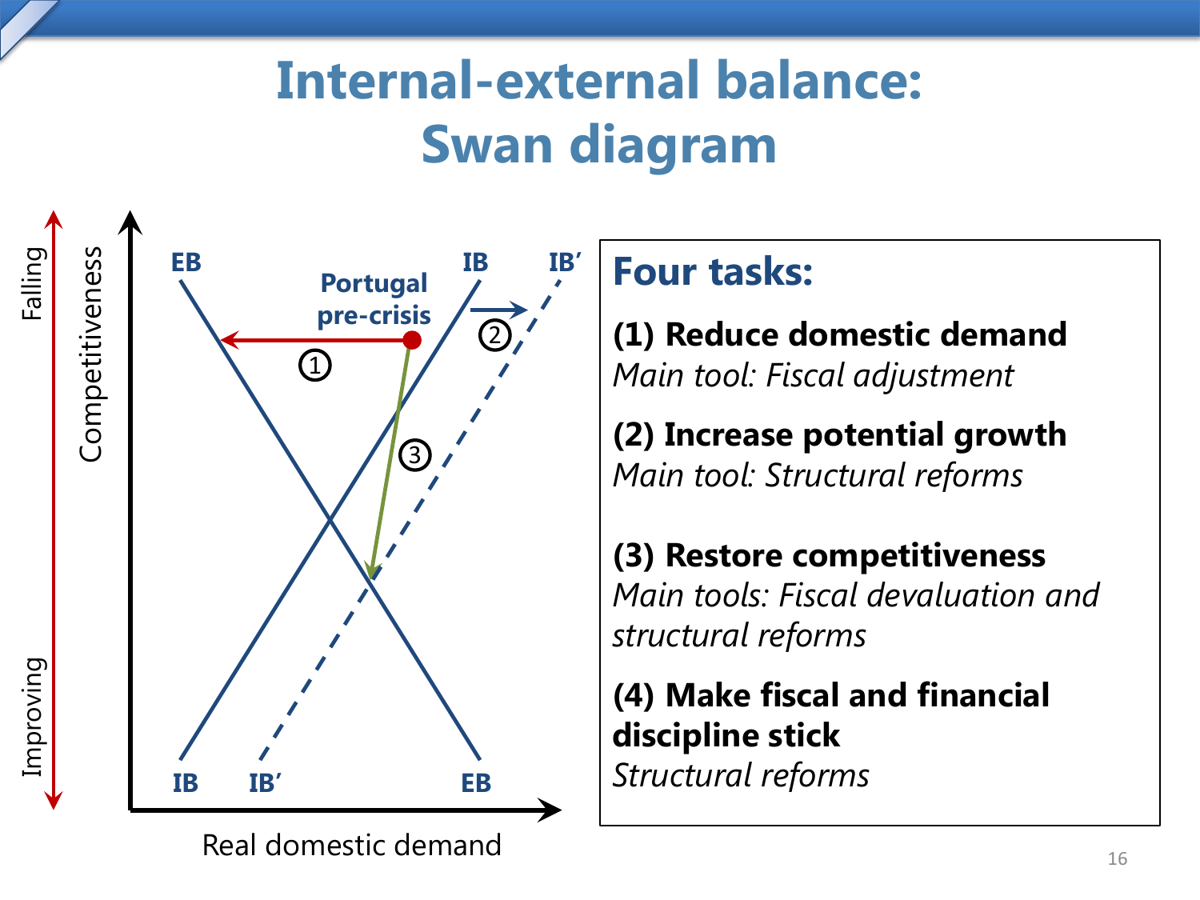# Internal-external balance: Swan diagram

Competitiveness (Falling ↑ / Improving ↓)

EB, IB, IB′

Portugal pre-crisis

① ② ③

Real domestic demand

## Four tasks:

**(1) Reduce domestic demand**
*Main tool: Fiscal adjustment*

**(2) Increase potential growth**
*Main tool: Structural reforms*

**(3) Restore competitiveness**
*Main tools: Fiscal devaluation and structural reforms*

**(4) Make fiscal and financial discipline stick**
*Structural reforms*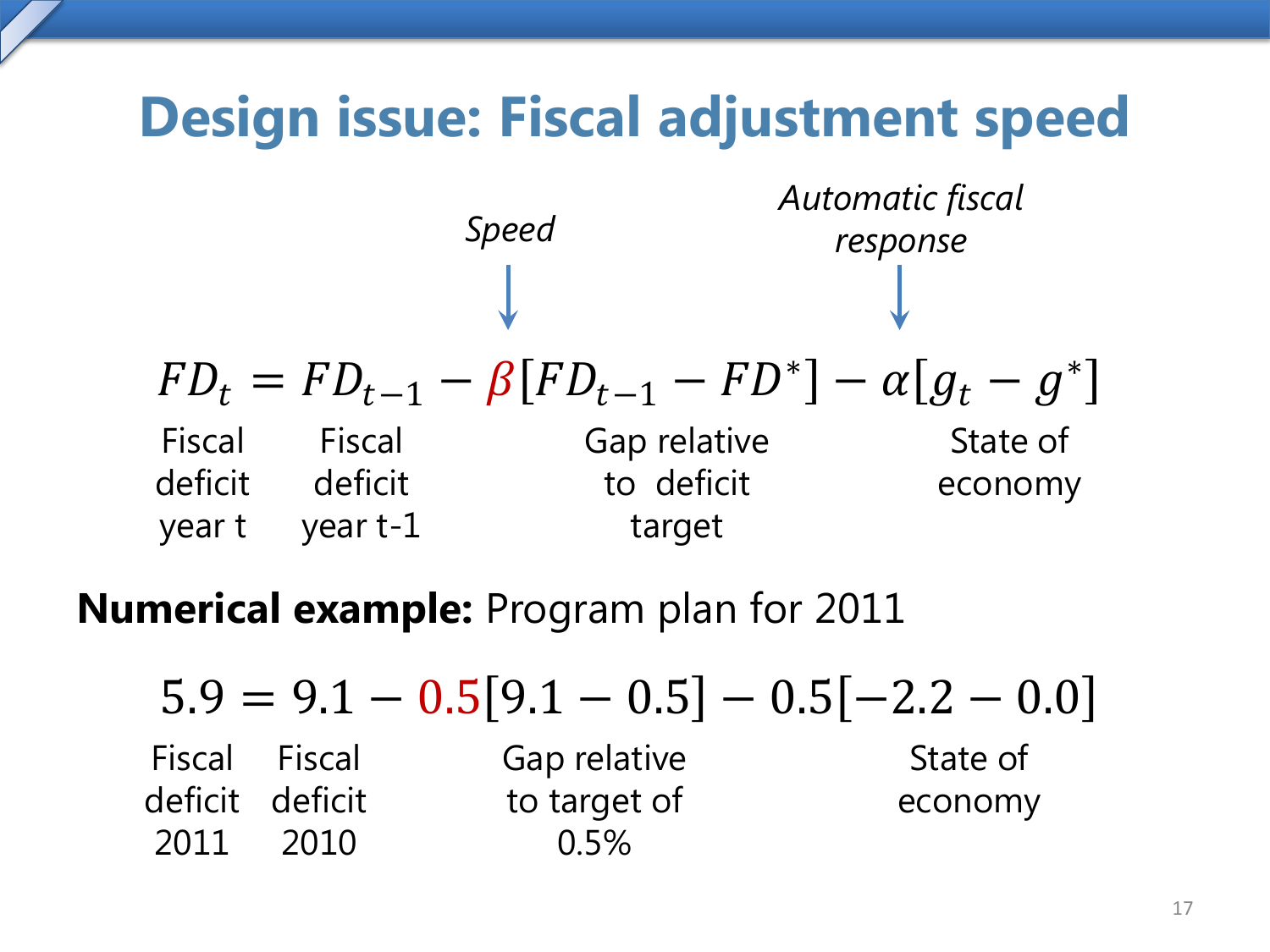# Design issue: Fiscal adjustment speed

*Speed* → $\beta$

*Automatic fiscal response* → $\alpha$

$$FD_t = FD_{t-1} - \beta[FD_{t-1} - FD^*] - \alpha[g_t - g^*]$$

- $FD_t$: Fiscal deficit year t
- $FD_{t-1}$: Fiscal deficit year t-1
- $[FD_{t-1} - FD^*]$: Gap relative to deficit target
- $[g_t - g^*]$: State of economy

**Numerical example:** Program plan for 2011

$$5.9 = 9.1 - 0.5[9.1 - 0.5] - 0.5[-2.2 - 0.0]$$

- 5.9: Fiscal deficit 2011
- 9.1: Fiscal deficit 2010
- $[9.1 - 0.5]$: Gap relative to target of 0.5%
- $[-2.2 - 0.0]$: State of economy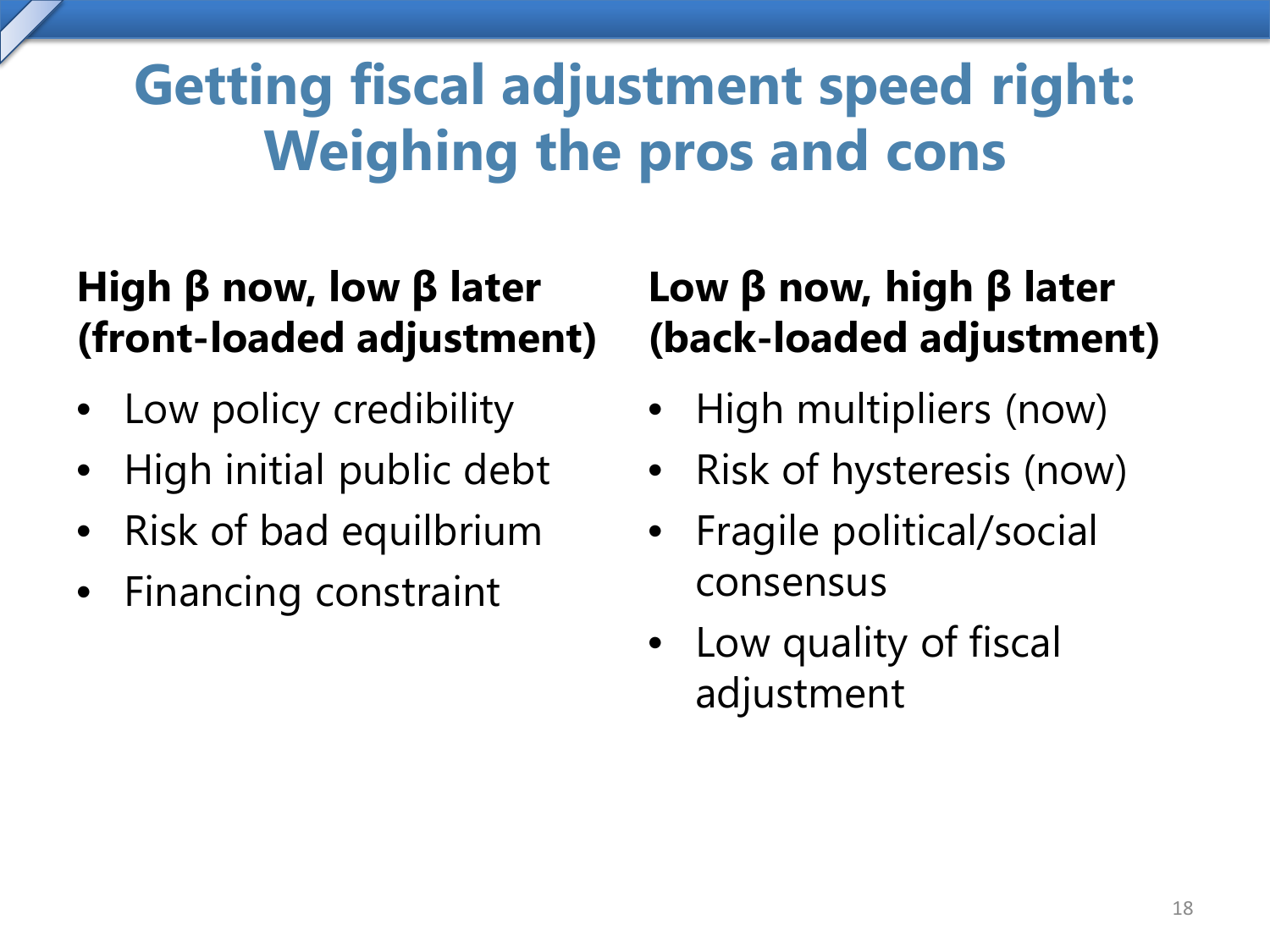# Getting fiscal adjustment speed right: Weighing the pros and cons

**High β now, low β later (front-loaded adjustment)**

- Low policy credibility
- High initial public debt
- Risk of bad equilbrium
- Financing constraint

**Low β now, high β later (back-loaded adjustment)**

- High multipliers (now)
- Risk of hysteresis (now)
- Fragile political/social consensus
- Low quality of fiscal adjustment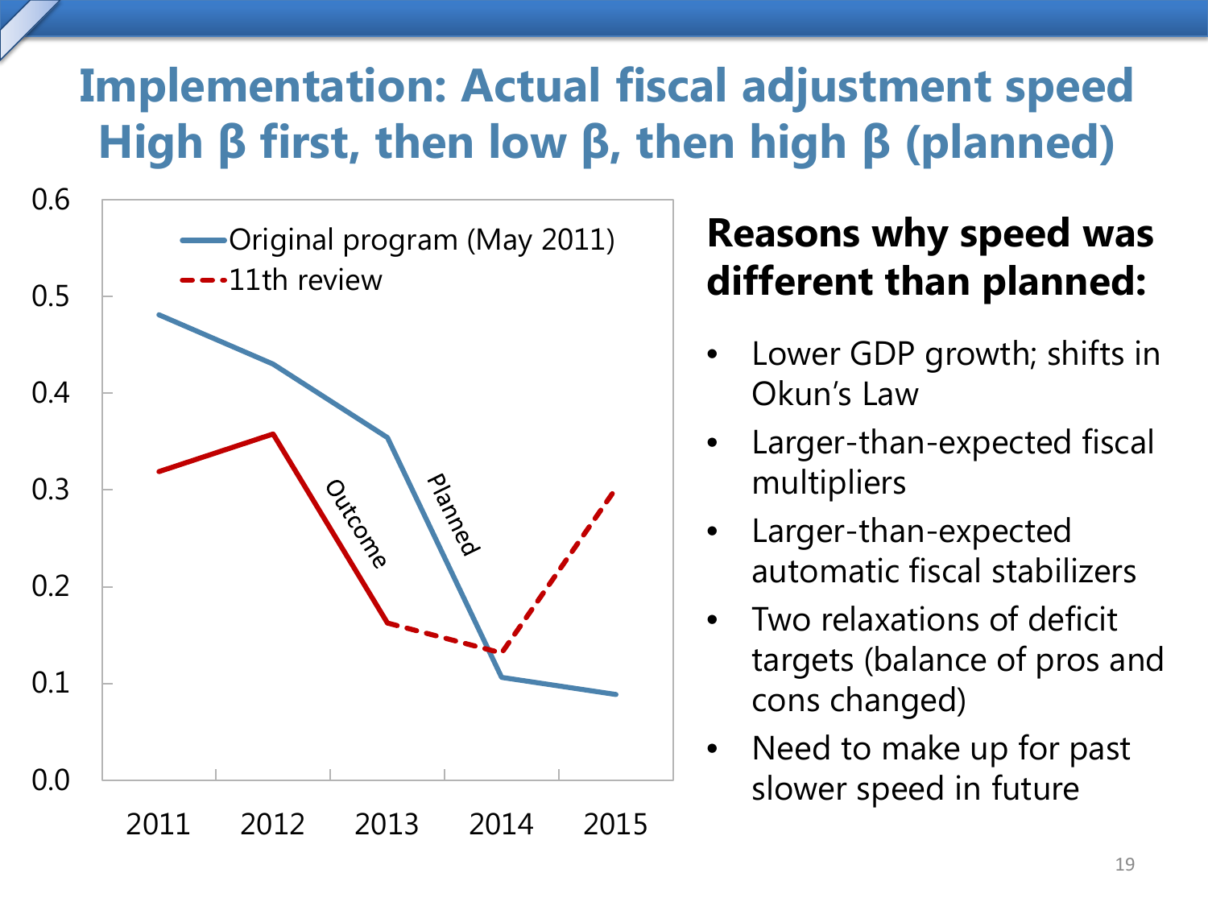# Implementation: Actual fiscal adjustment speed
# High β first, then low β, then high β (planned)

**Reasons why speed was different than planned:**

- Lower GDP growth; shifts in Okun's Law
- Larger-than-expected fiscal multipliers
- Larger-than-expected automatic fiscal stabilizers
- Two relaxations of deficit targets (balance of pros and cons changed)
- Need to make up for past slower speed in future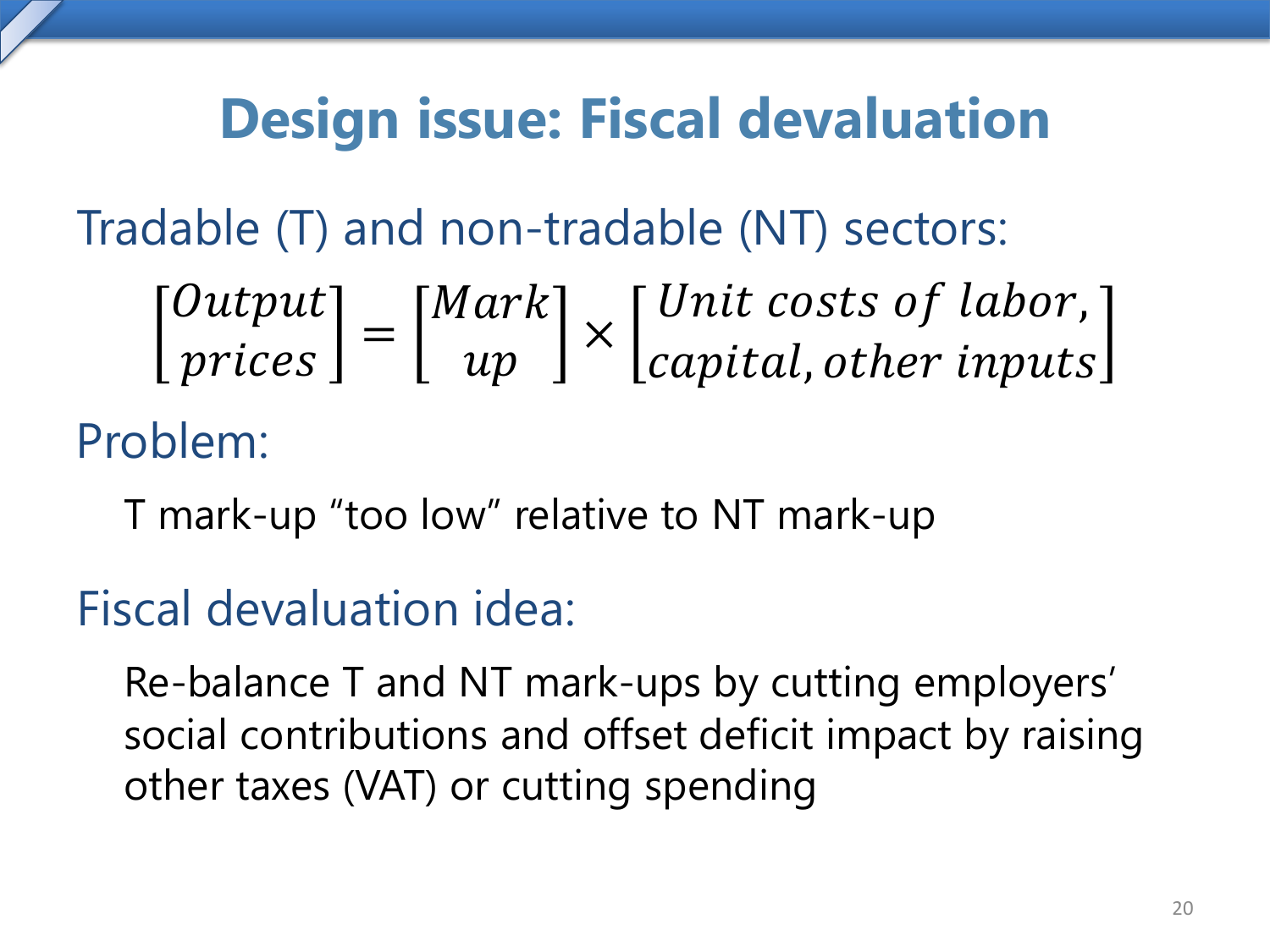# Design issue: Fiscal devaluation

Tradable (T) and non-tradable (NT) sectors:

$$\begin{bmatrix} Output \\ prices \end{bmatrix} = \begin{bmatrix} Mark \\ up \end{bmatrix} \times \begin{bmatrix} Unit\ costs\ of\ labor, \\ capital, other\ inputs \end{bmatrix}$$

Problem:

T mark-up "too low" relative to NT mark-up

Fiscal devaluation idea:

Re-balance T and NT mark-ups by cutting employers' social contributions and offset deficit impact by raising other taxes (VAT) or cutting spending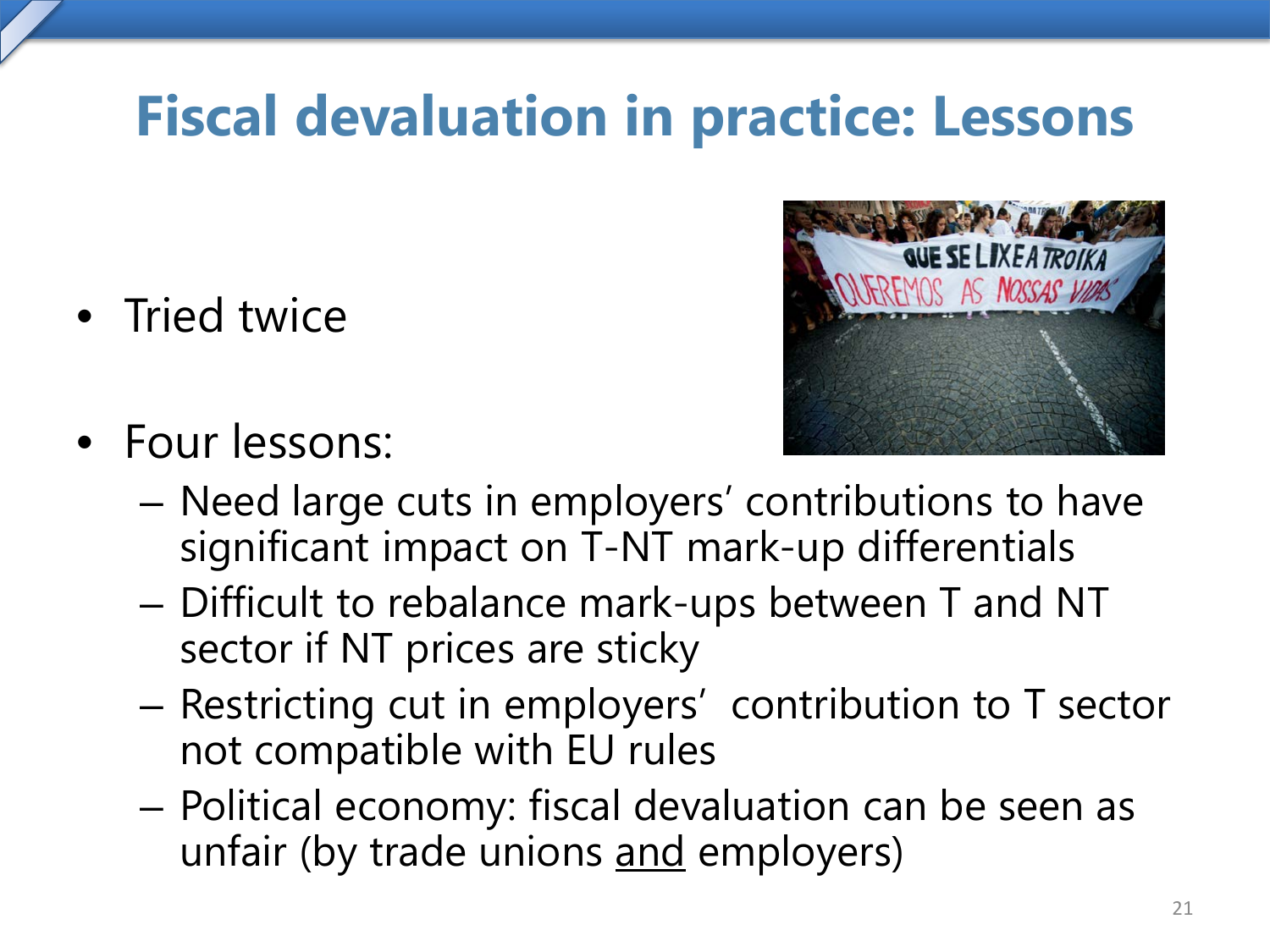# Fiscal devaluation in practice: Lessons

- Tried twice
- Four lessons:
  - Need large cuts in employers' contributions to have significant impact on T-NT mark-up differentials
  - Difficult to rebalance mark-ups between T and NT sector if NT prices are sticky
  - Restricting cut in employers' contribution to T sector not compatible with EU rules
  - Political economy: fiscal devaluation can be seen as unfair (by trade unions <u>and</u> employers)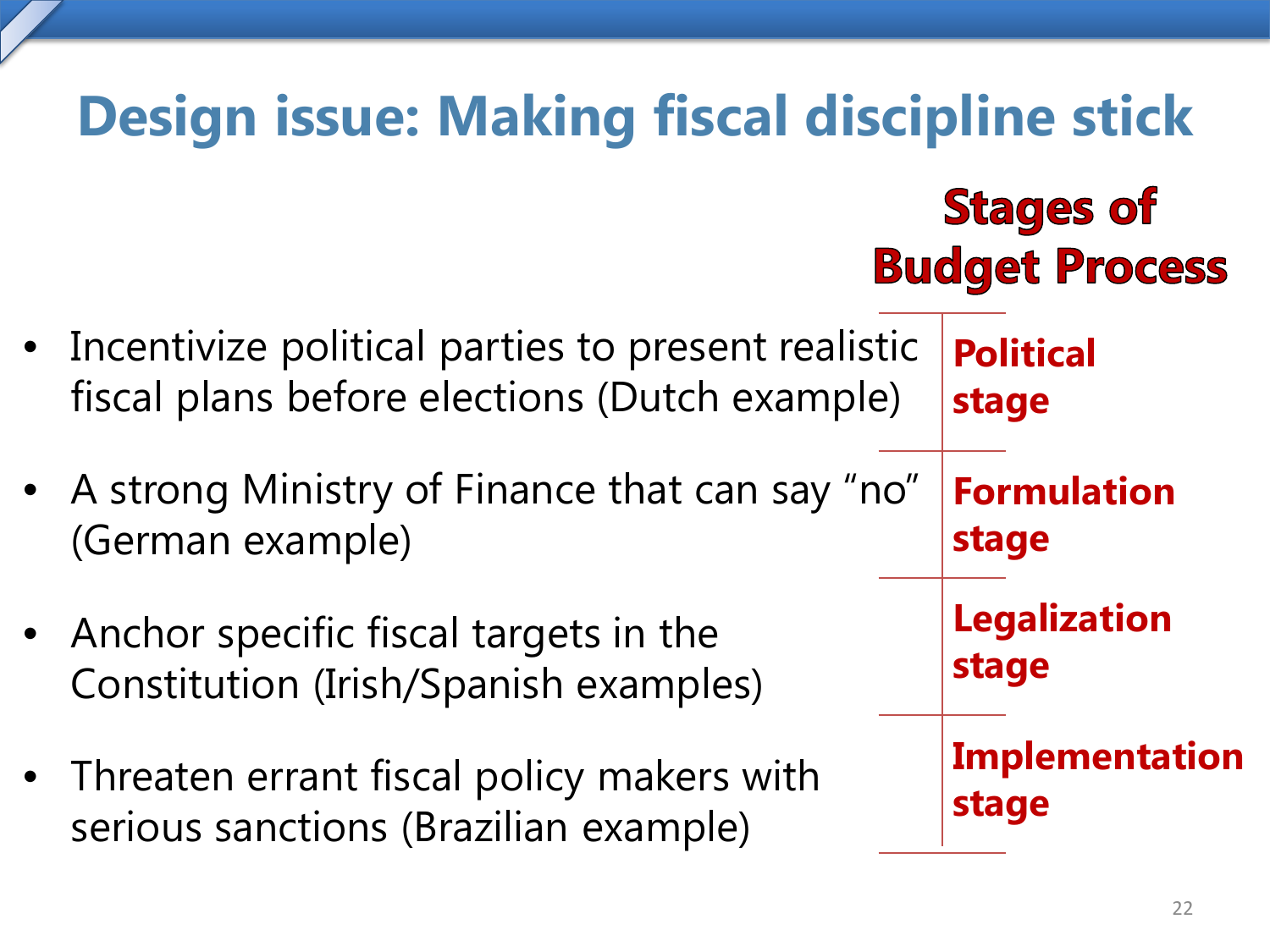# Design issue: Making fiscal discipline stick

| | Stages of Budget Process |
|---|---|
| Incentivize political parties to present realistic fiscal plans before elections (Dutch example) | **Political stage** |
| A strong Ministry of Finance that can say "no" (German example) | **Formulation stage** |
| Anchor specific fiscal targets in the Constitution (Irish/Spanish examples) | **Legalization stage** |
| Threaten errant fiscal policy makers with serious sanctions (Brazilian example) | **Implementation stage** |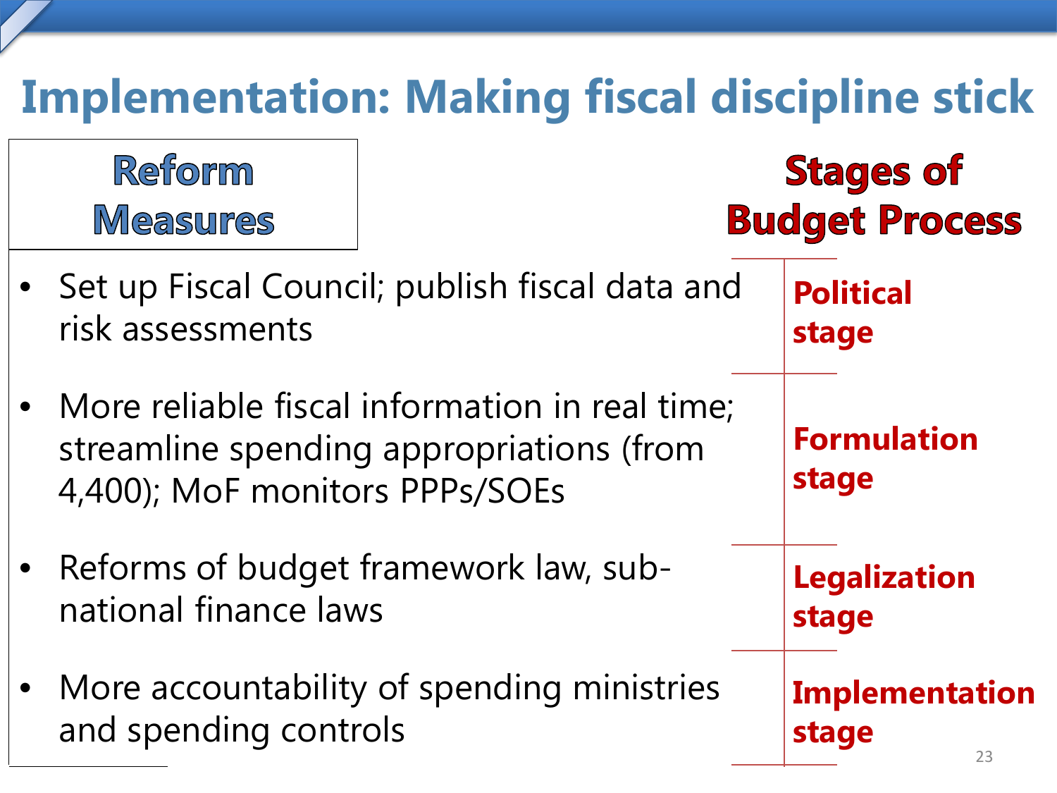# Implementation: Making fiscal discipline stick

| Reform Measures | Stages of Budget Process |
|---|---|
| Set up Fiscal Council; publish fiscal data and risk assessments | Political stage |
| More reliable fiscal information in real time; streamline spending appropriations (from 4,400); MoF monitors PPPs/SOEs | Formulation stage |
| Reforms of budget framework law, sub-national finance laws | Legalization stage |
| More accountability of spending ministries and spending controls | Implementation stage |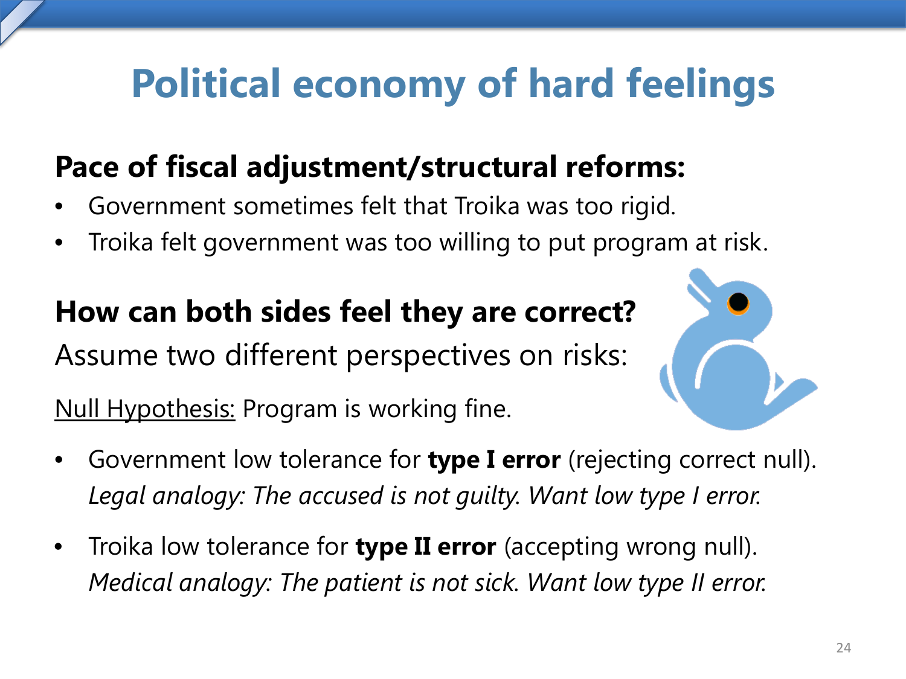# Political economy of hard feelings

## Pace of fiscal adjustment/structural reforms:

- Government sometimes felt that Troika was too rigid.
- Troika felt government was too willing to put program at risk.

## How can both sides feel they are correct?

Assume two different perspectives on risks:

<u>Null Hypothesis:</u> Program is working fine.

- Government low tolerance for **type I error** (rejecting correct null).
  *Legal analogy: The accused is not guilty. Want low type I error.*
- Troika low tolerance for **type II error** (accepting wrong null).
  *Medical analogy: The patient is not sick. Want low type II error.*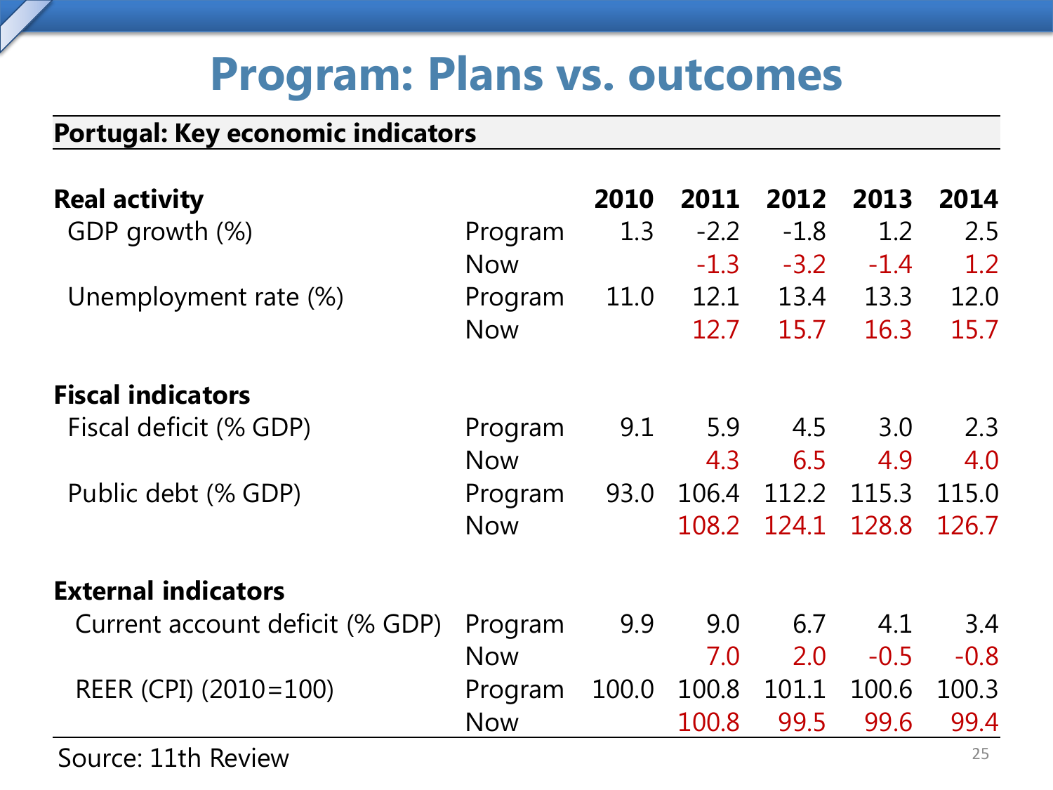# Program: Plans vs. outcomes

**Portugal: Key economic indicators**

| | | 2010 | 2011 | 2012 | 2013 | 2014 |
|---|---|---|---|---|---|---|
| **Real activity** | | | | | | |
| GDP growth (%) | Program | 1.3 | -2.2 | -1.8 | 1.2 | 2.5 |
| | Now | | -1.3 | -3.2 | -1.4 | 1.2 |
| Unemployment rate (%) | Program | 11.0 | 12.1 | 13.4 | 13.3 | 12.0 |
| | Now | | 12.7 | 15.7 | 16.3 | 15.7 |
| **Fiscal indicators** | | | | | | |
| Fiscal deficit (% GDP) | Program | 9.1 | 5.9 | 4.5 | 3.0 | 2.3 |
| | Now | | 4.3 | 6.5 | 4.9 | 4.0 |
| Public debt (% GDP) | Program | 93.0 | 106.4 | 112.2 | 115.3 | 115.0 |
| | Now | | 108.2 | 124.1 | 128.8 | 126.7 |
| **External indicators** | | | | | | |
| Current account deficit (% GDP) | Program | 9.9 | 9.0 | 6.7 | 4.1 | 3.4 |
| | Now | | 7.0 | 2.0 | -0.5 | -0.8 |
| REER (CPI) (2010=100) | Program | 100.0 | 100.8 | 101.1 | 100.6 | 100.3 |
| | Now | | 100.8 | 99.5 | 99.6 | 99.4 |

Source: 11th Review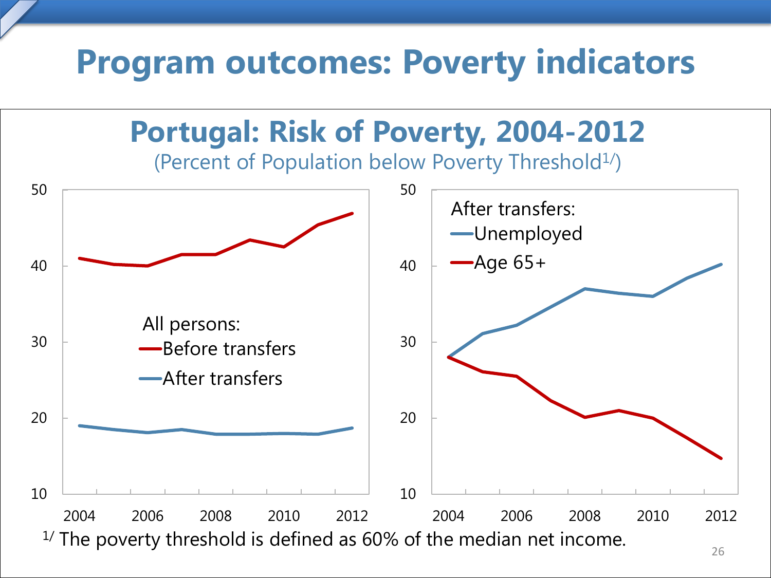# Program outcomes: Poverty indicators

## Portugal: Risk of Poverty, 2004-2012

(Percent of Population below Poverty Threshold[1/])

All persons:
- Before transfers
- After transfers

After transfers:
- Unemployed
- Age 65+

[1/] The poverty threshold is defined as 60% of the median net income.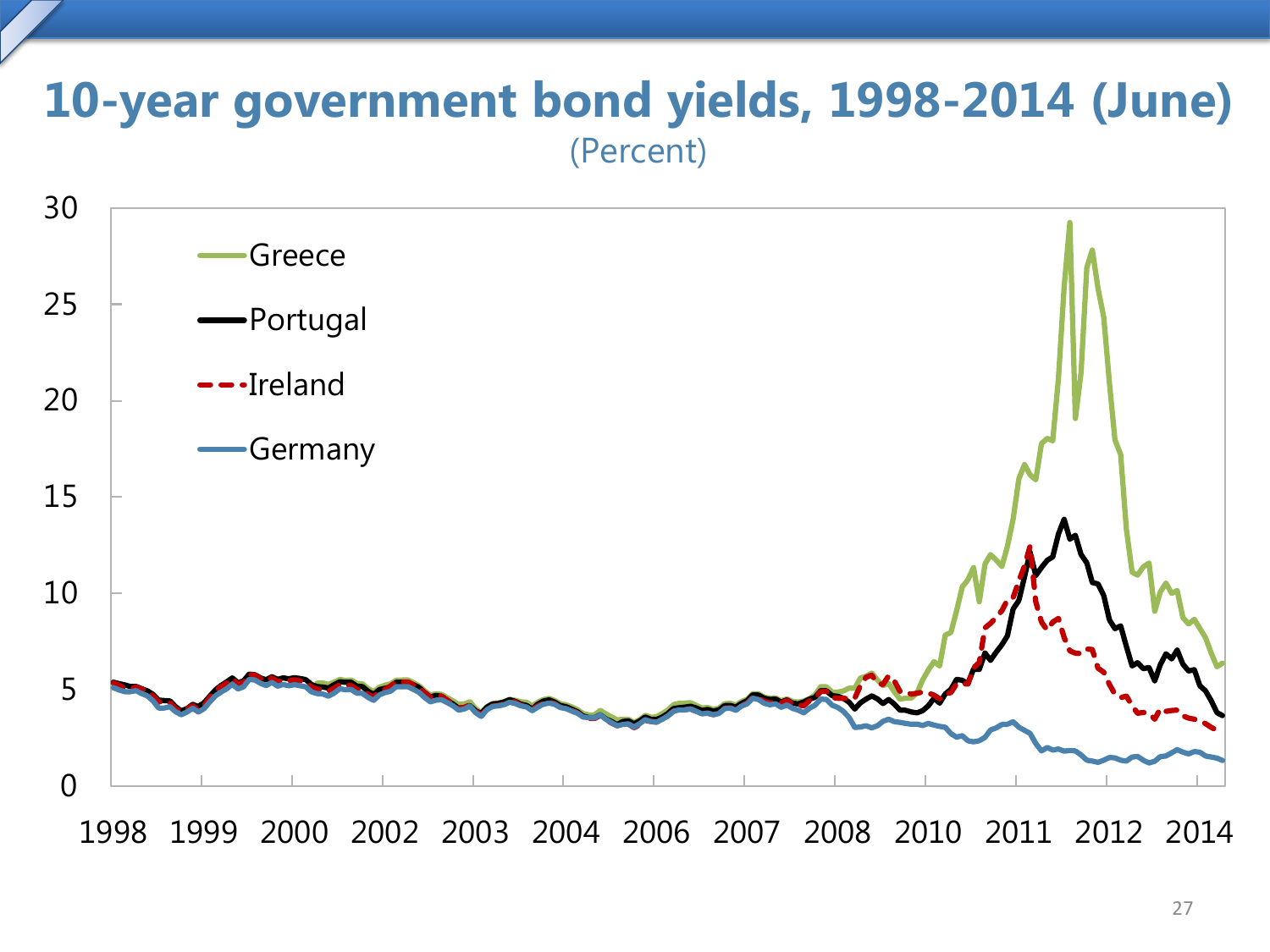# 10-year government bond yields, 1998-2014 (June)

(Percent)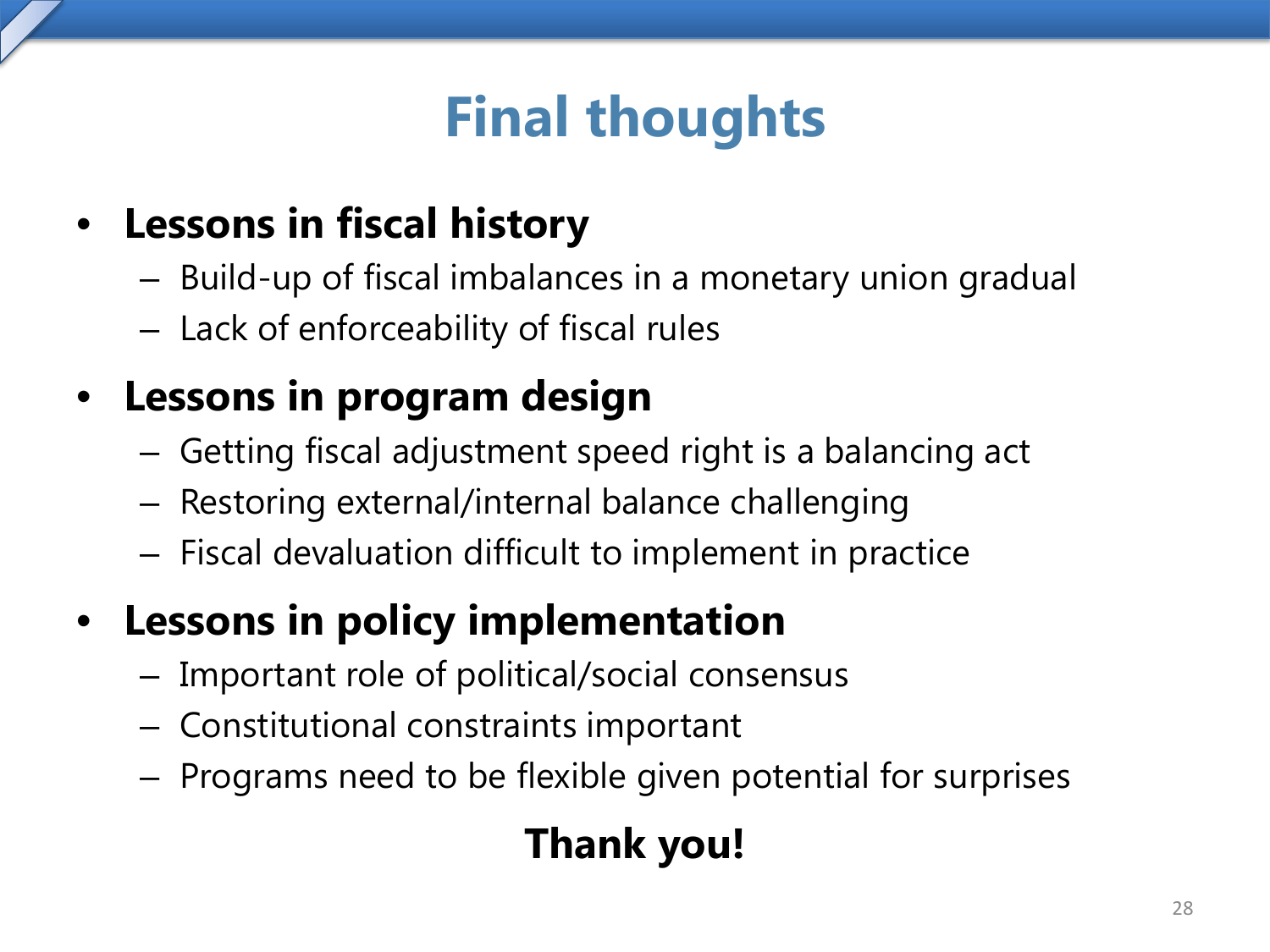# Final thoughts

- **Lessons in fiscal history**
  - Build-up of fiscal imbalances in a monetary union gradual
  - Lack of enforceability of fiscal rules
- **Lessons in program design**
  - Getting fiscal adjustment speed right is a balancing act
  - Restoring external/internal balance challenging
  - Fiscal devaluation difficult to implement in practice
- **Lessons in policy implementation**
  - Important role of political/social consensus
  - Constitutional constraints important
  - Programs need to be flexible given potential for surprises

**Thank you!**